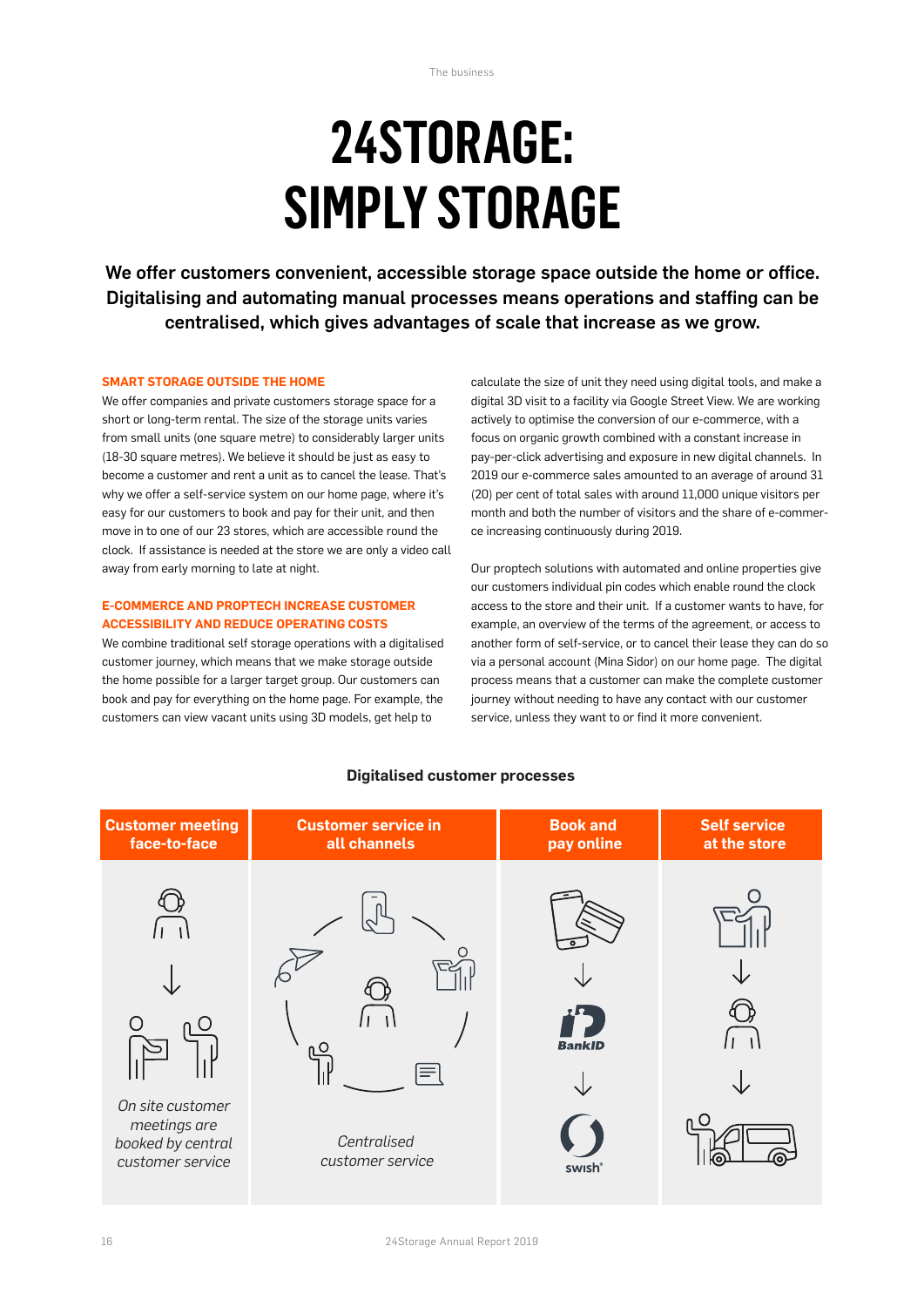# 24STORAGE: SIMPLY STORAGE

**We offer customers convenient, accessible storage space outside the home or office. Digitalising and automating manual processes means operations and staffing can be centralised, which gives advantages of scale that increase as we grow.**

### SMART STORAGE OUTSIDE THE HOME

We offer companies and private customers storage space for a short or long-term rental. The size of the storage units varies from small units (one square metre) to considerably larger units (18-30 square metres). We believe it should be just as easy to become a customer and rent a unit as to cancel the lease. That's why we offer a self-service system on our home page, where it's easy for our customers to book and pay for their unit, and then move in to one of our 23 stores, which are accessible round the clock. If assistance is needed at the store we are only a video call away from early morning to late at night.

### E-COMMERCE AND PROPTECH INCREASE CUSTOMER ACCESSIBILITY AND REDUCE OPERATING COSTS

We combine traditional self storage operations with a digitalised customer journey, which means that we make storage outside the home possible for a larger target group. Our customers can book and pay for everything on the home page. For example, the customers can view vacant units using 3D models, get help to calculate the size of unit they need using digital tools, and make a digital 3D visit to a facility via Google Street View. We are working actively to optimise the conversion of our e-commerce, with a focus on organic growth combined with a constant increase in pay-per-click advertising and exposure in new digital channels. In 2019 our e-commerce sales amounted to an average of around 31 (20) per cent of total sales with around 11,000 unique visitors per month and both the number of visitors and the share of e-commerce increasing continuously during 2019.

Our proptech solutions with automated and online properties give our customers individual pin codes which enable round the clock access to the store and their unit. If a customer wants to have, for example, an overview of the terms of the agreement, or access to another form of self-service, or to cancel their lease they can do so via a personal account (Mina Sidor) on our home page. The digital process means that a customer can make the complete customer journey without needing to have any contact with our customer service, unless they want to or find it more convenient.

**Digitalised customer processes**

| Customer meeting face-to-face | Customer service in all channels | Book and pay online | Self service at the store |
|---|---|---|---|
| *On site customer meetings are booked by central customer service* | *Centralised customer service* | BankID → swish | |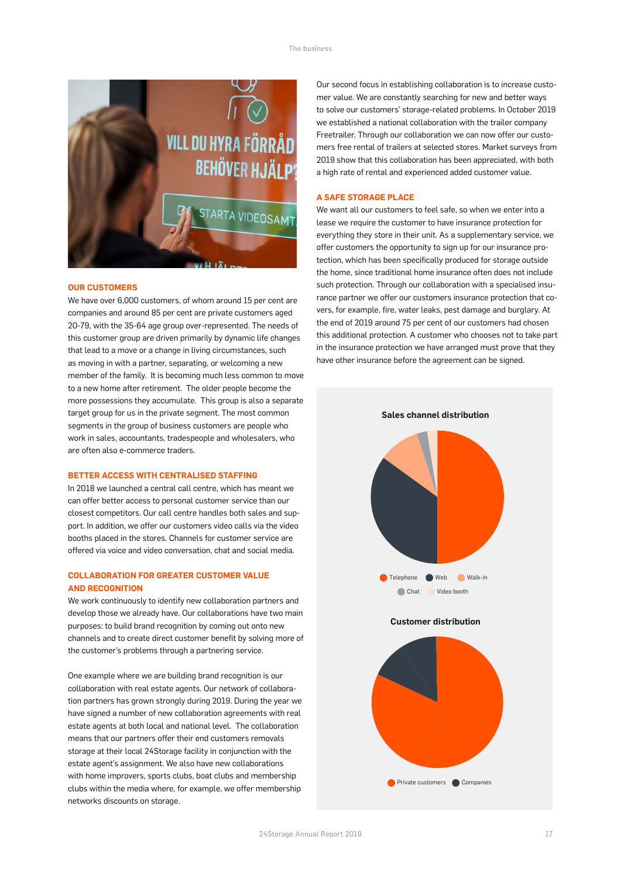## OUR CUSTOMERS

We have over 6,000 customers, of whom around 15 per cent are companies and around 85 per cent are private customers aged 20-79, with the 35-64 age group over-represented. The needs of this customer group are driven primarily by dynamic life changes that lead to a move or a change in living circumstances, such as moving in with a partner, separating, or welcoming a new member of the family. It is becoming much less common to move to a new home after retirement. The older people become the more possessions they accumulate. This group is also a separate target group for us in the private segment. The most common segments in the group of business customers are people who work in sales, accountants, tradespeople and wholesalers, who are often also e-commerce traders.

## BETTER ACCESS WITH CENTRALISED STAFFING

In 2018 we launched a central call centre, which has meant we can offer better access to personal customer service than our closest competitors. Our call centre handles both sales and support. In addition, we offer our customers video calls via the video booths placed in the stores. Channels for customer service are offered via voice and video conversation, chat and social media.

## COLLABORATION FOR GREATER CUSTOMER VALUE AND RECOGNITION

We work continuously to identify new collaboration partners and develop those we already have. Our collaborations have two main purposes: to build brand recognition by coming out onto new channels and to create direct customer benefit by solving more of the customer's problems through a partnering service.

One example where we are building brand recognition is our collaboration with real estate agents. Our network of collaboration partners has grown strongly during 2019. During the year we have signed a number of new collaboration agreements with real estate agents at both local and national level. The collaboration means that our partners offer their end customers removals storage at their local 24Storage facility in conjunction with the estate agent's assignment. We also have new collaborations with home improvers, sports clubs, boat clubs and membership clubs within the media where, for example, we offer membership networks discounts on storage.

Our second focus in establishing collaboration is to increase customer value. We are constantly searching for new and better ways to solve our customers' storage-related problems. In October 2019 we established a national collaboration with the trailer company Freetrailer. Through our collaboration we can now offer our customers free rental of trailers at selected stores. Market surveys from 2019 show that this collaboration has been appreciated, with both a high rate of rental and experienced added customer value.

## A SAFE STORAGE PLACE

We want all our customers to feel safe, so when we enter into a lease we require the customer to have insurance protection for everything they store in their unit. As a supplementary service, we offer customers the opportunity to sign up for our insurance protection, which has been specifically produced for storage outside the home, since traditional home insurance often does not include such protection. Through our collaboration with a specialised insurance partner we offer our customers insurance protection that covers, for example, fire, water leaks, pest damage and burglary. At the end of 2019 around 75 per cent of our customers had chosen this additional protection. A customer who chooses not to take part in the insurance protection we have arranged must prove that they have other insurance before the agreement can be signed.

**Sales channel distribution**

Telephone · Web · Walk-in · Chat · Video booth

**Customer distribution**

Private customers · Companies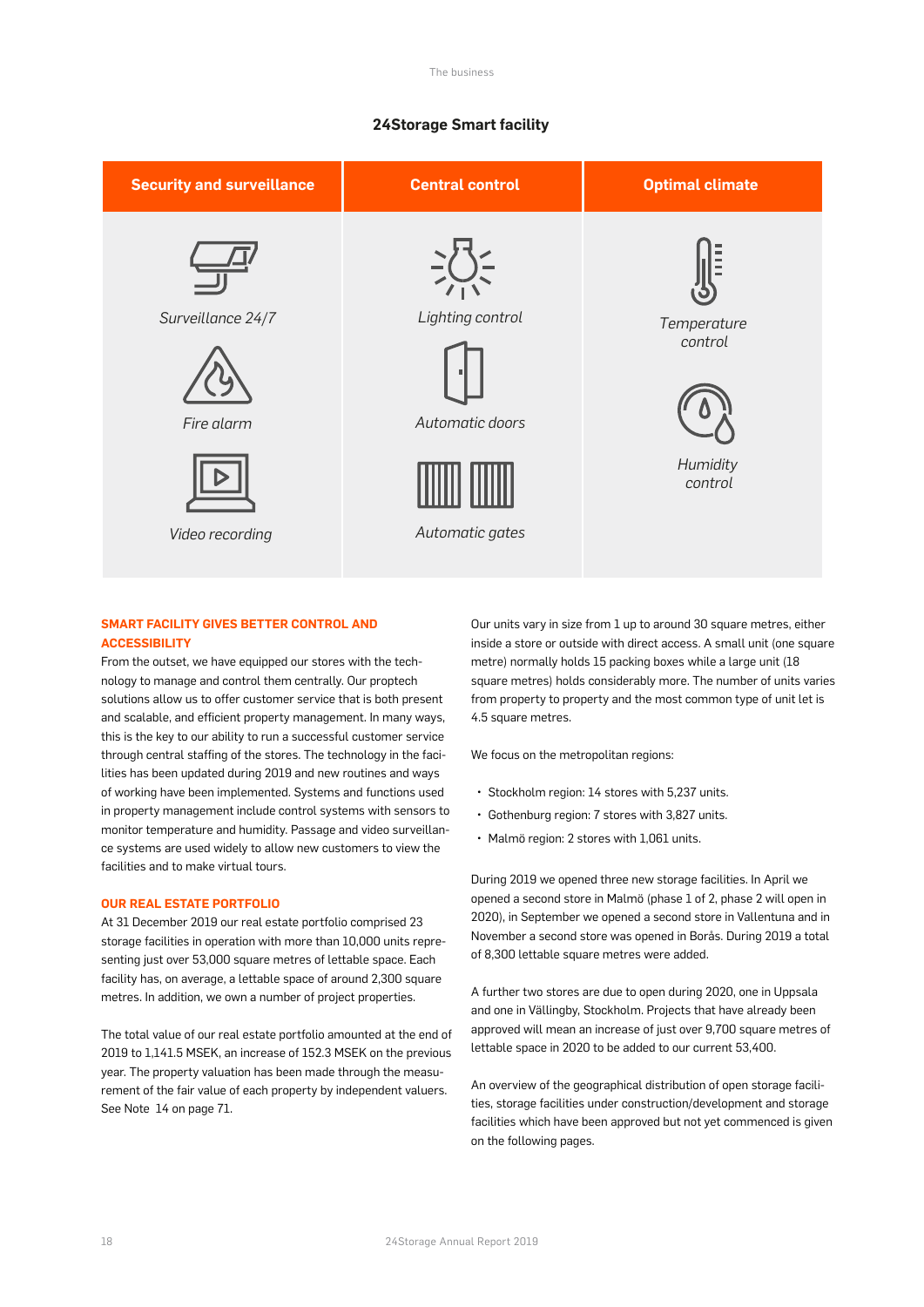## 24Storage Smart facility

| Security and surveillance | Central control | Optimal climate |
| --- | --- | --- |
| Surveillance 24/7 | Lighting control | Temperature control |
| Fire alarm | Automatic doors | Humidity control |
| Video recording | Automatic gates | |

### SMART FACILITY GIVES BETTER CONTROL AND ACCESSIBILITY

From the outset, we have equipped our stores with the technology to manage and control them centrally. Our proptech solutions allow us to offer customer service that is both present and scalable, and efficient property management. In many ways, this is the key to our ability to run a successful customer service through central staffing of the stores. The technology in the facilities has been updated during 2019 and new routines and ways of working have been implemented. Systems and functions used in property management include control systems with sensors to monitor temperature and humidity. Passage and video surveillance systems are used widely to allow new customers to view the facilities and to make virtual tours.

### OUR REAL ESTATE PORTFOLIO

At 31 December 2019 our real estate portfolio comprised 23 storage facilities in operation with more than 10,000 units representing just over 53,000 square metres of lettable space. Each facility has, on average, a lettable space of around 2,300 square metres. In addition, we own a number of project properties.

The total value of our real estate portfolio amounted at the end of 2019 to 1,141.5 MSEK, an increase of 152.3 MSEK on the previous year. The property valuation has been made through the measurement of the fair value of each property by independent valuers. See Note 14 on page 71.

Our units vary in size from 1 up to around 30 square metres, either inside a store or outside with direct access. A small unit (one square metre) normally holds 15 packing boxes while a large unit (18 square metres) holds considerably more. The number of units varies from property to property and the most common type of unit let is 4.5 square metres.

We focus on the metropolitan regions:

- Stockholm region: 14 stores with 5,237 units.
- Gothenburg region: 7 stores with 3,827 units.
- Malmö region: 2 stores with 1,061 units.

During 2019 we opened three new storage facilities. In April we opened a second store in Malmö (phase 1 of 2, phase 2 will open in 2020), in September we opened a second store in Vallentuna and in November a second store was opened in Borås. During 2019 a total of 8,300 lettable square metres were added.

A further two stores are due to open during 2020, one in Uppsala and one in Vällingby, Stockholm. Projects that have already been approved will mean an increase of just over 9,700 square metres of lettable space in 2020 to be added to our current 53,400.

An overview of the geographical distribution of open storage facilities, storage facilities under construction/development and storage facilities which have been approved but not yet commenced is given on the following pages.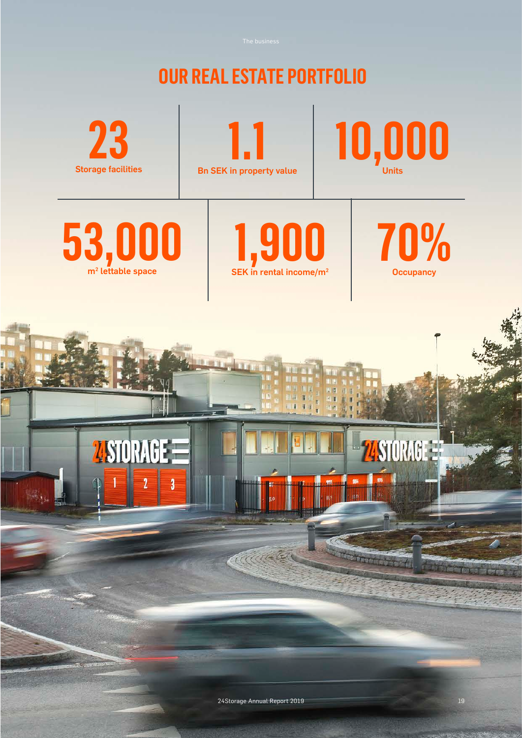# OUR REAL ESTATE PORTFOLIO

**23**
Storage facilities

**1.1**
Bn SEK in property value

**10,000**
Units

**53,000**
$m^2$ lettable space

**1,900**
SEK in rental income/$m^2$

**70%**
Occupancy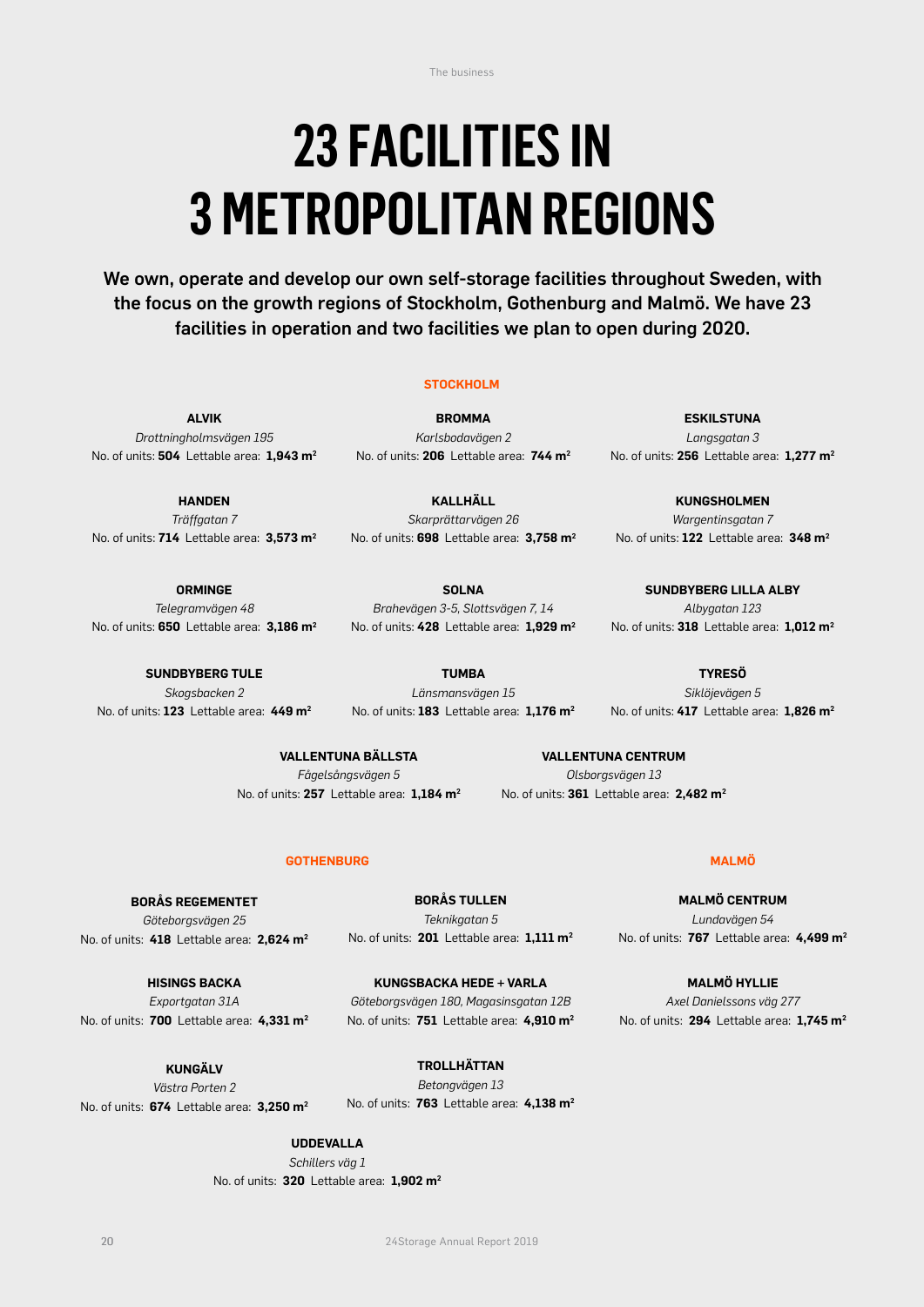# 23 FACILITIES IN 3 METROPOLITAN REGIONS

**We own, operate and develop our own self-storage facilities throughout Sweden, with the focus on the growth regions of Stockholm, Gothenburg and Malmö. We have 23 facilities in operation and two facilities we plan to open during 2020.**

## STOCKHOLM

**ALVIK**
*Drottningholmsvägen 195*
No. of units: **504** Lettable area: **1,943 m²**

**BROMMA**
*Karlsbodavägen 2*
No. of units: **206** Lettable area: **744 m²**

**ESKILSTUNA**
*Langsgatan 3*
No. of units: **256** Lettable area: **1,277 m²**

**HANDEN**
*Träffgatan 7*
No. of units: **714** Lettable area: **3,573 m²**

**KALLHÄLL**
*Skarprättarvägen 26*
No. of units: **698** Lettable area: **3,758 m²**

**KUNGSHOLMEN**
*Wargentinsgatan 7*
No. of units: **122** Lettable area: **348 m²**

**ORMINGE**
*Telegramvägen 48*
No. of units: **650** Lettable area: **3,186 m²**

**SOLNA**
*Brahevägen 3-5, Slottsvägen 7, 14*
No. of units: **428** Lettable area: **1,929 m²**

**SUNDBYBERG LILLA ALBY**
*Albygatan 123*
No. of units: **318** Lettable area: **1,012 m²**

**SUNDBYBERG TULE**
*Skogsbacken 2*
No. of units: **123** Lettable area: **449 m²**

**TUMBA**
*Länsmansvägen 15*
No. of units: **183** Lettable area: **1,176 m²**

**TYRESÖ**
*Siklöjevägen 5*
No. of units: **417** Lettable area: **1,826 m²**

**VALLENTUNA BÄLLSTA**
*Fågelsångsvägen 5*
No. of units: **257** Lettable area: **1,184 m²**

**VALLENTUNA CENTRUM**
*Olsborgsvägen 13*
No. of units: **361** Lettable area: **2,482 m²**

## GOTHENBURG

**BORÅS REGEMENTET**
*Göteborgsvägen 25*
No. of units: **418** Lettable area: **2,624 m²**

**BORÅS TULLEN**
*Teknikgatan 5*
No. of units: **201** Lettable area: **1,111 m²**

**HISINGS BACKA**
*Exportgatan 31A*
No. of units: **700** Lettable area: **4,331 m²**

**KUNGSBACKA HEDE + VARLA**
*Göteborgsvägen 180, Magasinsgatan 12B*
No. of units: **751** Lettable area: **4,910 m²**

**KUNGÄLV**
*Västra Porten 2*
No. of units: **674** Lettable area: **3,250 m²**

**TROLLHÄTTAN**
*Betongvägen 13*
No. of units: **763** Lettable area: **4,138 m²**

**UDDEVALLA**
*Schillers väg 1*
No. of units: **320** Lettable area: **1,902 m²**

## MALMÖ

**MALMÖ CENTRUM**
*Lundavägen 54*
No. of units: **767** Lettable area: **4,499 m²**

**MALMÖ HYLLIE**
*Axel Danielssons väg 277*
No. of units: **294** Lettable area: **1,745 m²**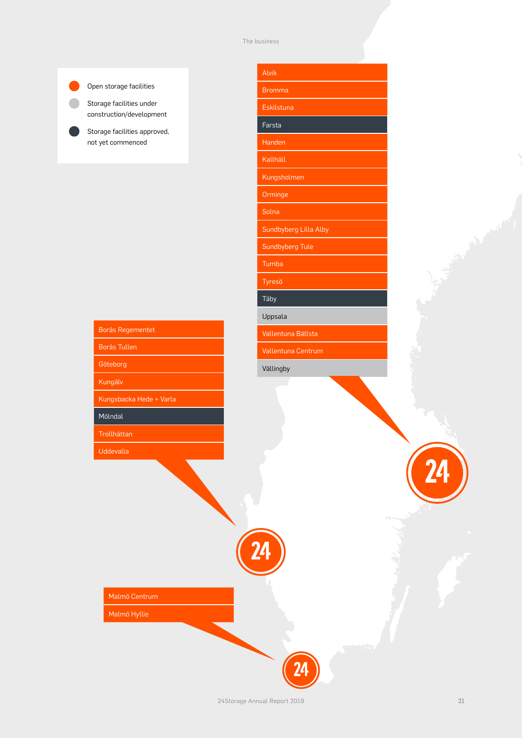Open storage facilities

Storage facilities under construction/development

Storage facilities approved, not yet commenced

Alvik
Bromma
Eskilstuna
Farsta
Handen
Kallhäll
Kungsholmen
Orminge
Solna
Sundbyberg Lilla Alby
Sundbyberg Tule
Tumba
Tyresö
Täby
Uppsala
Vallentuna Bällsta
Vallentuna Centrum
Vällingby

24

Borås Regementet
Borås Tullen
Göteborg
Kungälv
Kungsbacka Hede + Varla
Mölndal
Trollhättan
Uddevalla

24

Malmö Centrum
Malmö Hyllie

24